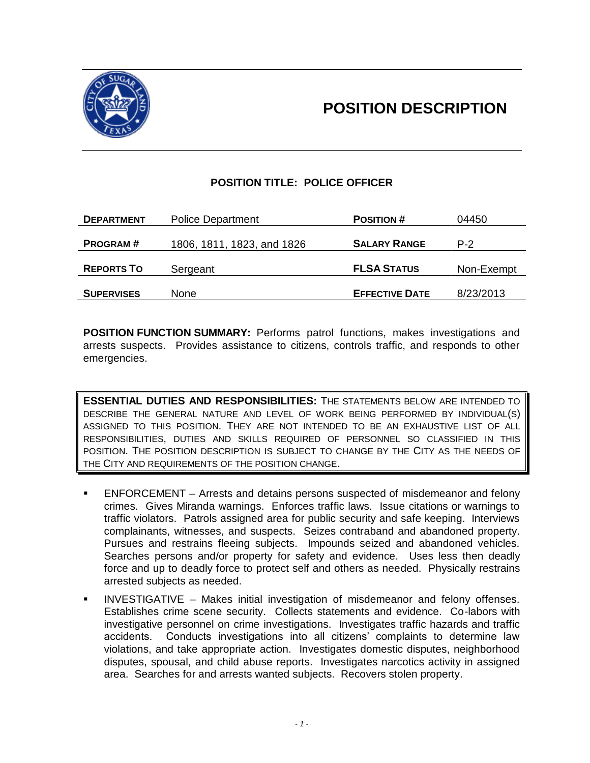# POSITION DESCRIPTION

## POSITION TITLE: POLICE OFFICER

| | | | |
|---|---|---|---|
| **DEPARTMENT** | Police Department | **POSITION #** | 04450 |
| **PROGRAM #** | 1806, 1811, 1823, and 1826 | **SALARY RANGE** | P-2 |
| **REPORTS TO** | Sergeant | **FLSA STATUS** | Non-Exempt |
| **SUPERVISES** | None | **EFFECTIVE DATE** | 8/23/2013 |

**POSITION FUNCTION SUMMARY:** Performs patrol functions, makes investigations and arrests suspects. Provides assistance to citizens, controls traffic, and responds to other emergencies.

**ESSENTIAL DUTIES AND RESPONSIBILITIES:** THE STATEMENTS BELOW ARE INTENDED TO DESCRIBE THE GENERAL NATURE AND LEVEL OF WORK BEING PERFORMED BY INDIVIDUAL(S) ASSIGNED TO THIS POSITION. THEY ARE NOT INTENDED TO BE AN EXHAUSTIVE LIST OF ALL RESPONSIBILITIES, DUTIES AND SKILLS REQUIRED OF PERSONNEL SO CLASSIFIED IN THIS POSITION. THE POSITION DESCRIPTION IS SUBJECT TO CHANGE BY THE CITY AS THE NEEDS OF THE CITY AND REQUIREMENTS OF THE POSITION CHANGE.

- ENFORCEMENT – Arrests and detains persons suspected of misdemeanor and felony crimes. Gives Miranda warnings. Enforces traffic laws. Issue citations or warnings to traffic violators. Patrols assigned area for public security and safe keeping. Interviews complainants, witnesses, and suspects. Seizes contraband and abandoned property. Pursues and restrains fleeing subjects. Impounds seized and abandoned vehicles. Searches persons and/or property for safety and evidence. Uses less then deadly force and up to deadly force to protect self and others as needed. Physically restrains arrested subjects as needed.
- INVESTIGATIVE – Makes initial investigation of misdemeanor and felony offenses. Establishes crime scene security. Collects statements and evidence. Co-labors with investigative personnel on crime investigations. Investigates traffic hazards and traffic accidents. Conducts investigations into all citizens' complaints to determine law violations, and take appropriate action. Investigates domestic disputes, neighborhood disputes, spousal, and child abuse reports. Investigates narcotics activity in assigned area. Searches for and arrests wanted subjects. Recovers stolen property.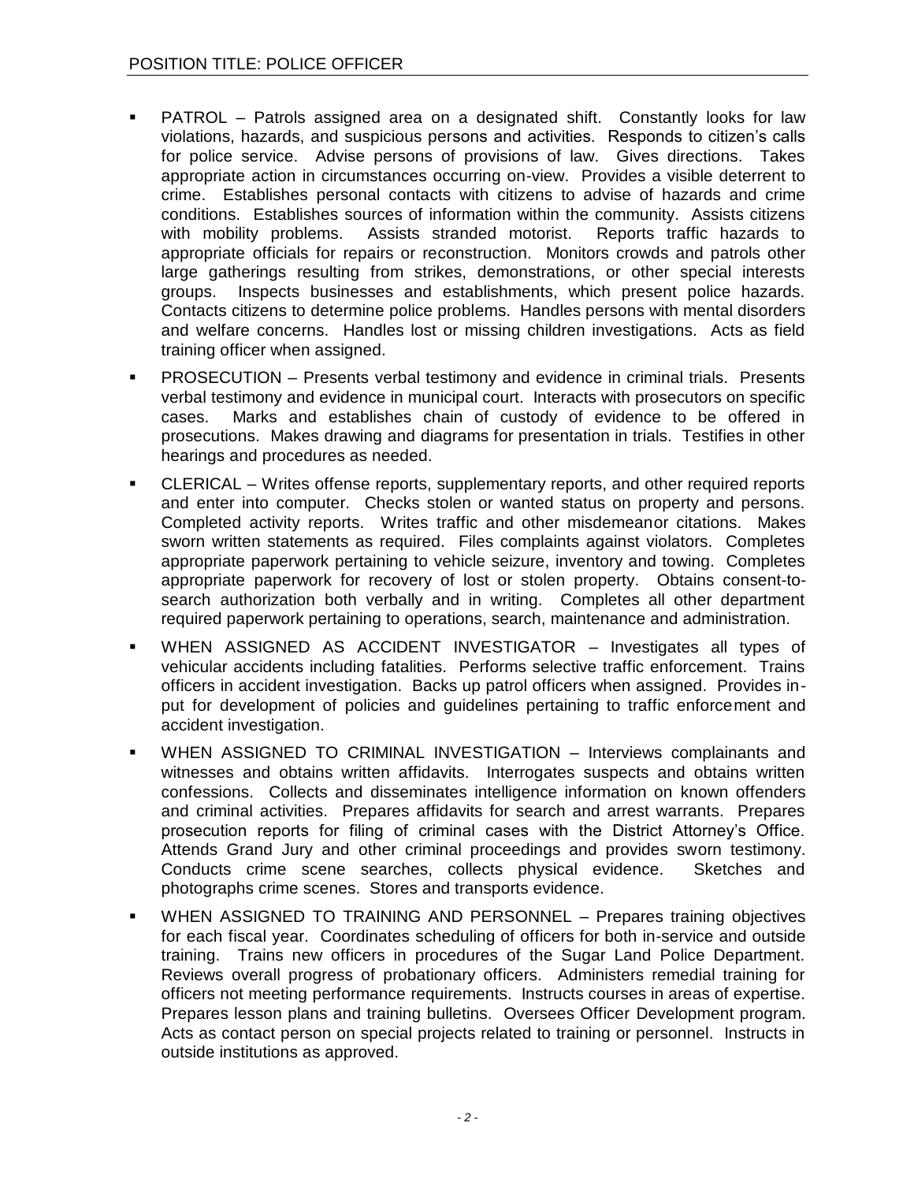- PATROL – Patrols assigned area on a designated shift. Constantly looks for law violations, hazards, and suspicious persons and activities. Responds to citizen's calls for police service. Advise persons of provisions of law. Gives directions. Takes appropriate action in circumstances occurring on-view. Provides a visible deterrent to crime. Establishes personal contacts with citizens to advise of hazards and crime conditions. Establishes sources of information within the community. Assists citizens with mobility problems. Assists stranded motorist. Reports traffic hazards to appropriate officials for repairs or reconstruction. Monitors crowds and patrols other large gatherings resulting from strikes, demonstrations, or other special interests groups. Inspects businesses and establishments, which present police hazards. Contacts citizens to determine police problems. Handles persons with mental disorders and welfare concerns. Handles lost or missing children investigations. Acts as field training officer when assigned.
- PROSECUTION – Presents verbal testimony and evidence in criminal trials. Presents verbal testimony and evidence in municipal court. Interacts with prosecutors on specific cases. Marks and establishes chain of custody of evidence to be offered in prosecutions. Makes drawing and diagrams for presentation in trials. Testifies in other hearings and procedures as needed.
- CLERICAL – Writes offense reports, supplementary reports, and other required reports and enter into computer. Checks stolen or wanted status on property and persons. Completed activity reports. Writes traffic and other misdemeanor citations. Makes sworn written statements as required. Files complaints against violators. Completes appropriate paperwork pertaining to vehicle seizure, inventory and towing. Completes appropriate paperwork for recovery of lost or stolen property. Obtains consent-to-search authorization both verbally and in writing. Completes all other department required paperwork pertaining to operations, search, maintenance and administration.
- WHEN ASSIGNED AS ACCIDENT INVESTIGATOR – Investigates all types of vehicular accidents including fatalities. Performs selective traffic enforcement. Trains officers in accident investigation. Backs up patrol officers when assigned. Provides in-put for development of policies and guidelines pertaining to traffic enforcement and accident investigation.
- WHEN ASSIGNED TO CRIMINAL INVESTIGATION – Interviews complainants and witnesses and obtains written affidavits. Interrogates suspects and obtains written confessions. Collects and disseminates intelligence information on known offenders and criminal activities. Prepares affidavits for search and arrest warrants. Prepares prosecution reports for filing of criminal cases with the District Attorney's Office. Attends Grand Jury and other criminal proceedings and provides sworn testimony. Conducts crime scene searches, collects physical evidence. Sketches and photographs crime scenes. Stores and transports evidence.
- WHEN ASSIGNED TO TRAINING AND PERSONNEL – Prepares training objectives for each fiscal year. Coordinates scheduling of officers for both in-service and outside training. Trains new officers in procedures of the Sugar Land Police Department. Reviews overall progress of probationary officers. Administers remedial training for officers not meeting performance requirements. Instructs courses in areas of expertise. Prepares lesson plans and training bulletins. Oversees Officer Development program. Acts as contact person on special projects related to training or personnel. Instructs in outside institutions as approved.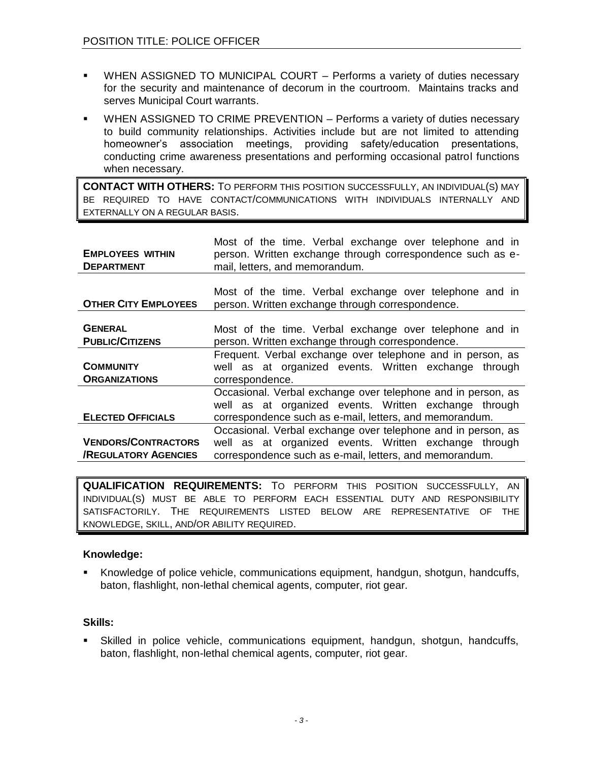POSITION TITLE: POLICE OFFICER

- WHEN ASSIGNED TO MUNICIPAL COURT – Performs a variety of duties necessary for the security and maintenance of decorum in the courtroom. Maintains tracks and serves Municipal Court warrants.
- WHEN ASSIGNED TO CRIME PREVENTION – Performs a variety of duties necessary to build community relationships. Activities include but are not limited to attending homeowner's association meetings, providing safety/education presentations, conducting crime awareness presentations and performing occasional patrol functions when necessary.

**CONTACT WITH OTHERS:** TO PERFORM THIS POSITION SUCCESSFULLY, AN INDIVIDUAL(S) MAY BE REQUIRED TO HAVE CONTACT/COMMUNICATIONS WITH INDIVIDUALS INTERNALLY AND EXTERNALLY ON A REGULAR BASIS.

| | |
|---|---|
| **EMPLOYEES WITHIN DEPARTMENT** | Most of the time. Verbal exchange over telephone and in person. Written exchange through correspondence such as e-mail, letters, and memorandum. |
| **OTHER CITY EMPLOYEES** | Most of the time. Verbal exchange over telephone and in person. Written exchange through correspondence. |
| **GENERAL PUBLIC/CITIZENS** | Most of the time. Verbal exchange over telephone and in person. Written exchange through correspondence. |
| **COMMUNITY ORGANIZATIONS** | Frequent. Verbal exchange over telephone and in person, as well as at organized events. Written exchange through correspondence. |
| **ELECTED OFFICIALS** | Occasional. Verbal exchange over telephone and in person, as well as at organized events. Written exchange through correspondence such as e-mail, letters, and memorandum. |
| **VENDORS/CONTRACTORS /REGULATORY AGENCIES** | Occasional. Verbal exchange over telephone and in person, as well as at organized events. Written exchange through correspondence such as e-mail, letters, and memorandum. |

**QUALIFICATION REQUIREMENTS:** TO PERFORM THIS POSITION SUCCESSFULLY, AN INDIVIDUAL(S) MUST BE ABLE TO PERFORM EACH ESSENTIAL DUTY AND RESPONSIBILITY SATISFACTORILY. THE REQUIREMENTS LISTED BELOW ARE REPRESENTATIVE OF THE KNOWLEDGE, SKILL, AND/OR ABILITY REQUIRED.

**Knowledge:**

- Knowledge of police vehicle, communications equipment, handgun, shotgun, handcuffs, baton, flashlight, non-lethal chemical agents, computer, riot gear.

**Skills:**

- Skilled in police vehicle, communications equipment, handgun, shotgun, handcuffs, baton, flashlight, non-lethal chemical agents, computer, riot gear.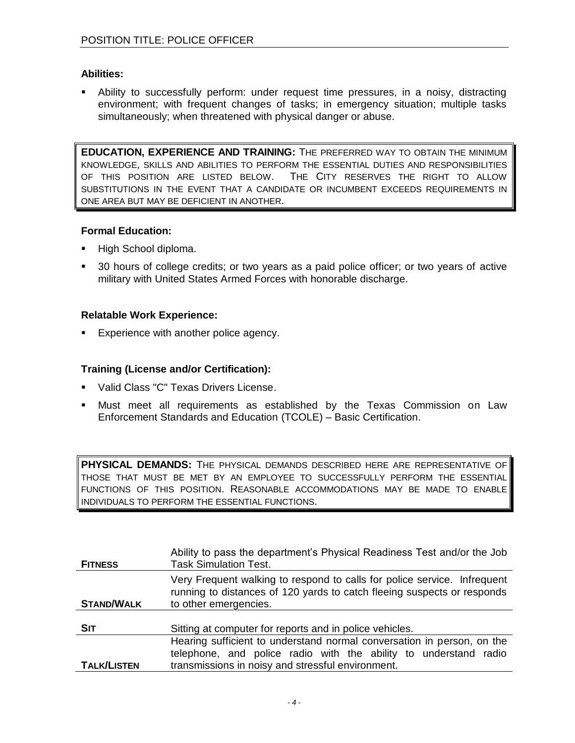### Abilities:

- Ability to successfully perform: under request time pressures, in a noisy, distracting environment; with frequent changes of tasks; in emergency situation; multiple tasks simultaneously; when threatened with physical danger or abuse.

**EDUCATION, EXPERIENCE AND TRAINING:** THE PREFERRED WAY TO OBTAIN THE MINIMUM KNOWLEDGE, SKILLS AND ABILITIES TO PERFORM THE ESSENTIAL DUTIES AND RESPONSIBILITIES OF THIS POSITION ARE LISTED BELOW. THE CITY RESERVES THE RIGHT TO ALLOW SUBSTITUTIONS IN THE EVENT THAT A CANDIDATE OR INCUMBENT EXCEEDS REQUIREMENTS IN ONE AREA BUT MAY BE DEFICIENT IN ANOTHER.

### Formal Education:

- High School diploma.
- 30 hours of college credits; or two years as a paid police officer; or two years of active military with United States Armed Forces with honorable discharge.

### Relatable Work Experience:

- Experience with another police agency.

### Training (License and/or Certification):

- Valid Class "C" Texas Drivers License.
- Must meet all requirements as established by the Texas Commission on Law Enforcement Standards and Education (TCOLE) – Basic Certification.

**PHYSICAL DEMANDS:** THE PHYSICAL DEMANDS DESCRIBED HERE ARE REPRESENTATIVE OF THOSE THAT MUST BE MET BY AN EMPLOYEE TO SUCCESSFULLY PERFORM THE ESSENTIAL FUNCTIONS OF THIS POSITION. REASONABLE ACCOMMODATIONS MAY BE MADE TO ENABLE INDIVIDUALS TO PERFORM THE ESSENTIAL FUNCTIONS.

| | |
|---|---|
| **FITNESS** | Ability to pass the department's Physical Readiness Test and/or the Job Task Simulation Test. |
| **STAND/WALK** | Very Frequent walking to respond to calls for police service. Infrequent running to distances of 120 yards to catch fleeing suspects or responds to other emergencies. |
| **SIT** | Sitting at computer for reports and in police vehicles. |
| **TALK/LISTEN** | Hearing sufficient to understand normal conversation in person, on the telephone, and police radio with the ability to understand radio transmissions in noisy and stressful environment. |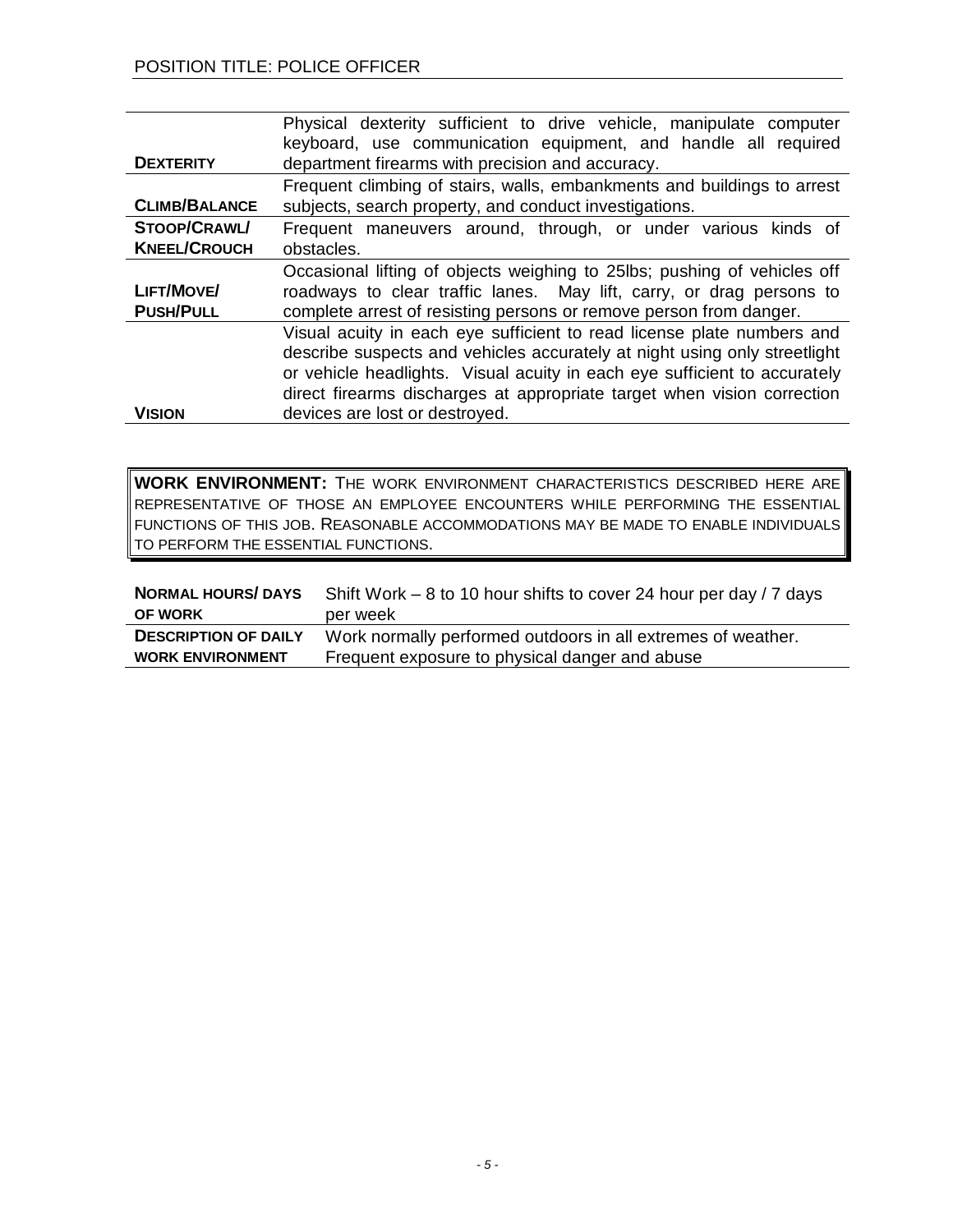| | |
|---|---|
| **DEXTERITY** | Physical dexterity sufficient to drive vehicle, manipulate computer keyboard, use communication equipment, and handle all required department firearms with precision and accuracy. |
| **CLIMB/BALANCE** | Frequent climbing of stairs, walls, embankments and buildings to arrest subjects, search property, and conduct investigations. |
| **STOOP/CRAWL/ KNEEL/CROUCH** | Frequent maneuvers around, through, or under various kinds of obstacles. |
| **LIFT/MOVE/ PUSH/PULL** | Occasional lifting of objects weighing to 25lbs; pushing of vehicles off roadways to clear traffic lanes. May lift, carry, or drag persons to complete arrest of resisting persons or remove person from danger. |
| **VISION** | Visual acuity in each eye sufficient to read license plate numbers and describe suspects and vehicles accurately at night using only streetlight or vehicle headlights. Visual acuity in each eye sufficient to accurately direct firearms discharges at appropriate target when vision correction devices are lost or destroyed. |

**WORK ENVIRONMENT:** THE WORK ENVIRONMENT CHARACTERISTICS DESCRIBED HERE ARE REPRESENTATIVE OF THOSE AN EMPLOYEE ENCOUNTERS WHILE PERFORMING THE ESSENTIAL FUNCTIONS OF THIS JOB. REASONABLE ACCOMMODATIONS MAY BE MADE TO ENABLE INDIVIDUALS TO PERFORM THE ESSENTIAL FUNCTIONS.

| | |
|---|---|
| **NORMAL HOURS/ DAYS OF WORK** | Shift Work – 8 to 10 hour shifts to cover 24 hour per day / 7 days per week |
| **DESCRIPTION OF DAILY WORK ENVIRONMENT** | Work normally performed outdoors in all extremes of weather. Frequent exposure to physical danger and abuse |